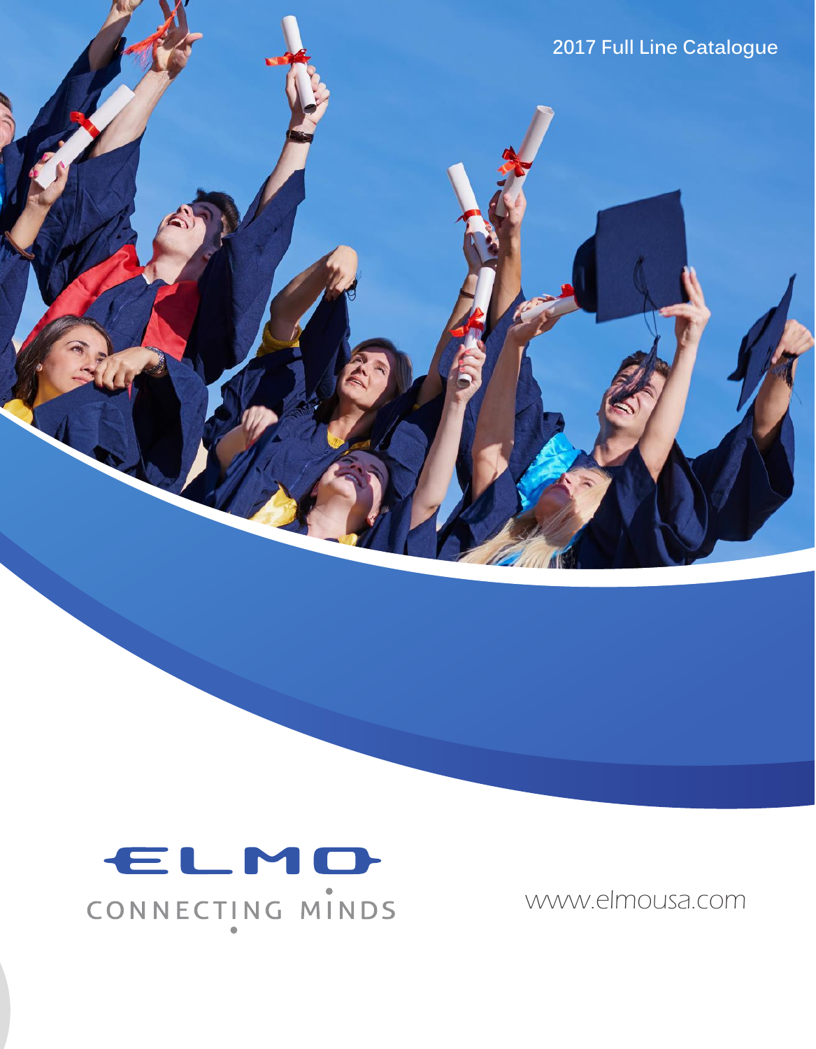2017 Full Line Catalogue

# ELMO

CONNECTING MINDS

www.elmousa.com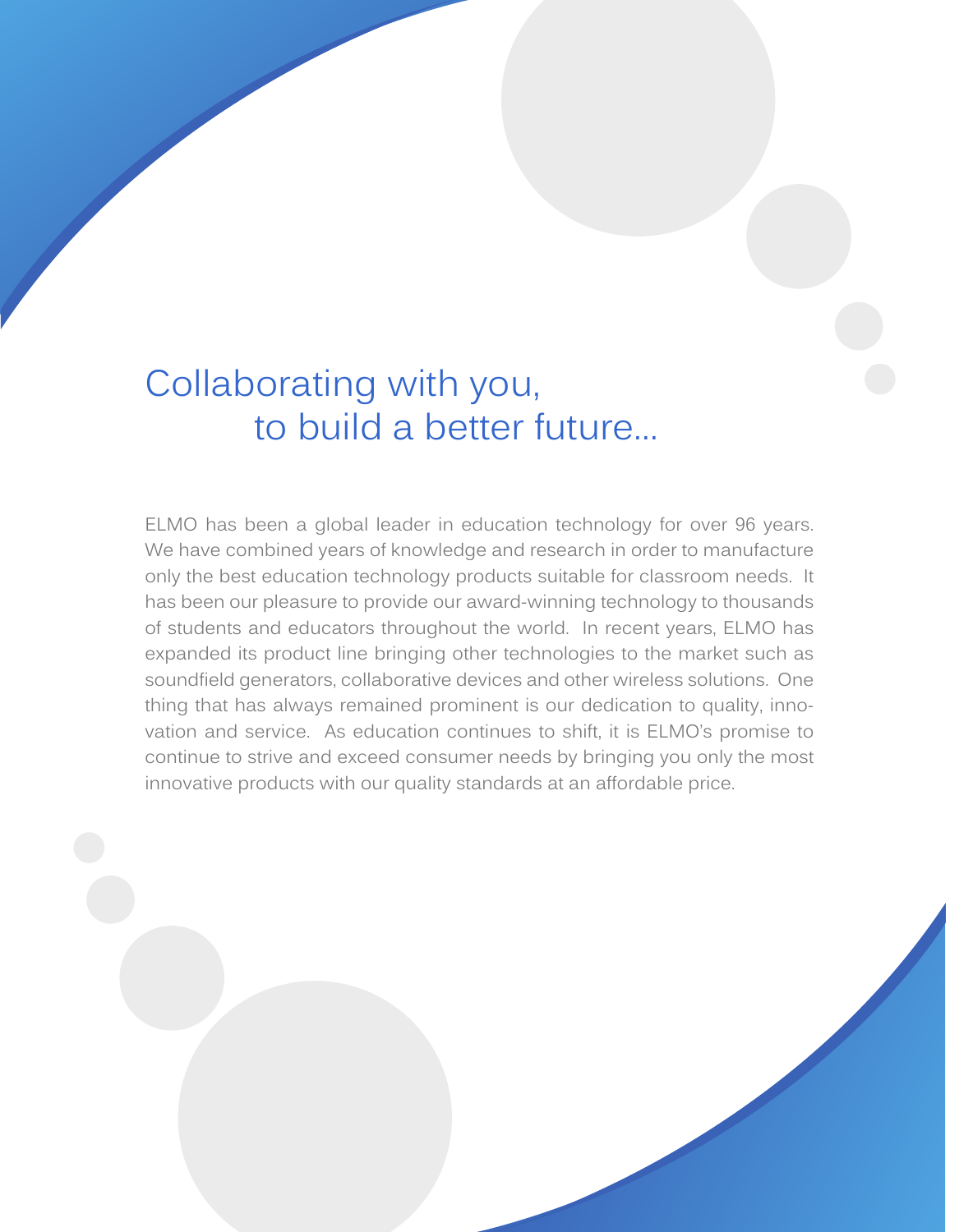# Collaborating with you, to build a better future...

ELMO has been a global leader in education technology for over 96 years. We have combined years of knowledge and research in order to manufacture only the best education technology products suitable for classroom needs. It has been our pleasure to provide our award-winning technology to thousands of students and educators throughout the world. In recent years, ELMO has expanded its product line bringing other technologies to the market such as soundfield generators, collaborative devices and other wireless solutions. One thing that has always remained prominent is our dedication to quality, innovation and service. As education continues to shift, it is ELMO's promise to continue to strive and exceed consumer needs by bringing you only the most innovative products with our quality standards at an affordable price.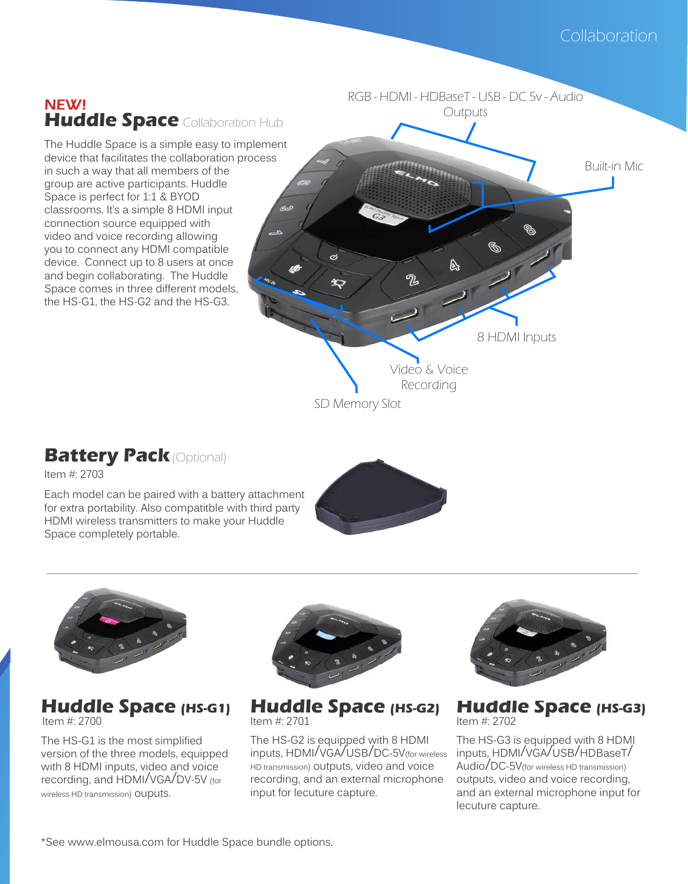## NEW! Huddle Space Collaboration Hub

The Huddle Space is a simple easy to implement device that facilitates the collaboration process in such a way that all members of the group are active participants. Huddle Space is perfect for 1:1 & BYOD classrooms. It's a simple 8 HDMI input connection source equipped with video and voice recording allowing you to connect any HDMI compatible device. Connect up to 8 users at once and begin collaborating. The Huddle Space comes in three different models, the HS-G1, the HS-G2 and the HS-G3.

RGB - HDMI - HDBaseT - USB - DC 5v - Audio Outputs

Built-in Mic

8 HDMI Inputs

Video & Voice Recording

SD Memory Slot

## Battery Pack (Optional)

Item #: 2703

Each model can be paired with a battery attachment for extra portability. Also compatitble with third party HDMI wireless transmitters to make your Huddle Space completely portable.

---

### Huddle Space (HS-G1)

Item #: 2700

The HS-G1 is the most simplified version of the three models, equipped with 8 HDMI inputs, video and voice recording, and HDMI/VGA/DV-5V (for wireless HD transmission) ouputs.

### Huddle Space (HS-G2)

Item #: 2701

The HS-G2 is equipped with 8 HDMI inputs, HDMI/VGA/USB/DC-5V(for wireless HD transmission) outputs, video and voice recording, and an external microphone input for lecuture capture.

### Huddle Space (HS-G3)

Item #: 2702

The HS-G3 is equipped with 8 HDMI inputs, HDMI/VGA/USB/HDBaseT/Audio/DC-5V(for wireless HD transmission) outputs, video and voice recording, and an external microphone input for lecuture capture.

*See www.elmousa.com for Huddle Space bundle options.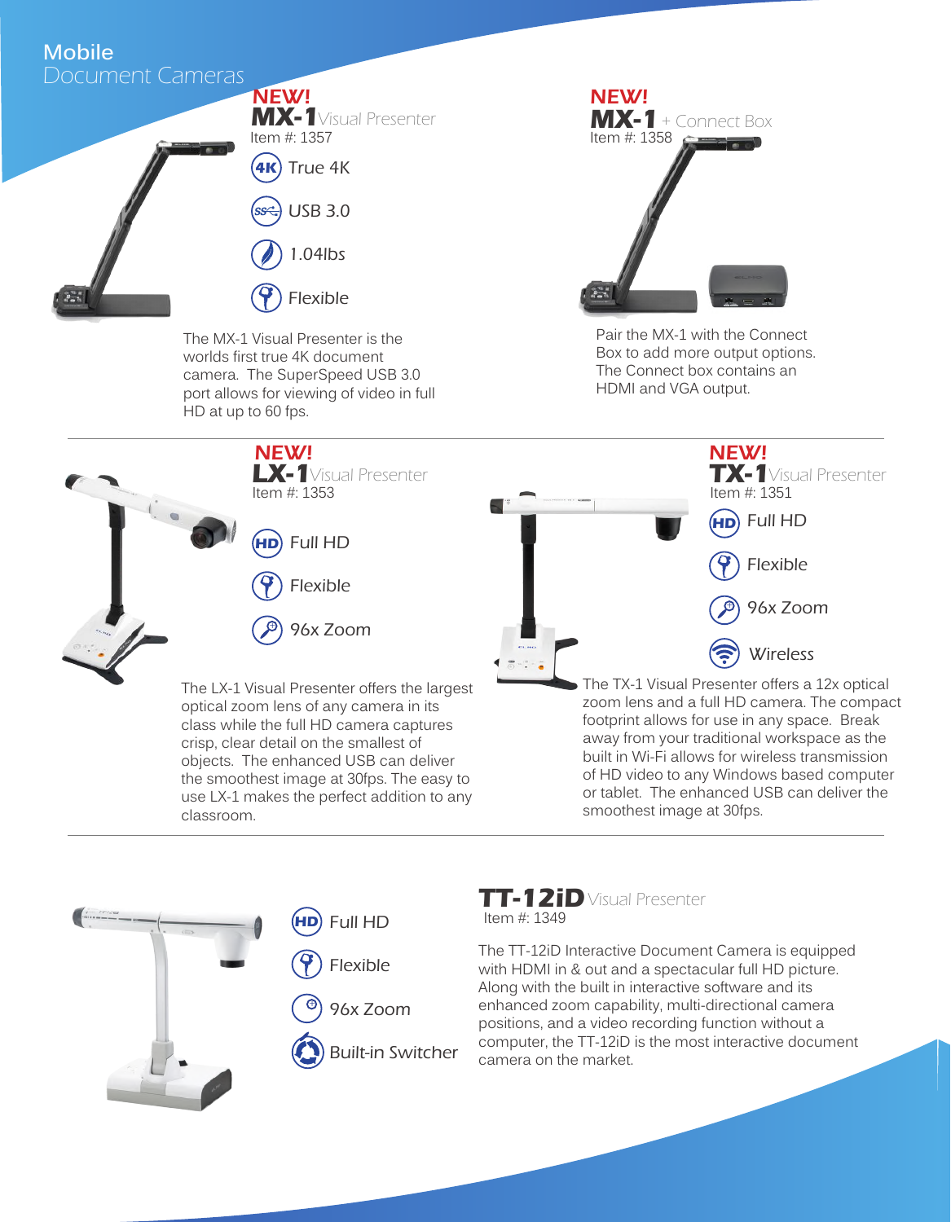# Mobile Document Cameras

## NEW! MX-1 Visual Presenter

Item #: 1357

- True 4K
- USB 3.0
- 1.04lbs
- Flexible

The MX-1 Visual Presenter is the worlds first true 4K document camera. The SuperSpeed USB 3.0 port allows for viewing of video in full HD at up to 60 fps.

## NEW! MX-1 + Connect Box

Item #: 1358

Pair the MX-1 with the Connect Box to add more output options. The Connect box contains an HDMI and VGA output.

## NEW! LX-1 Visual Presenter

Item #: 1353

- Full HD
- Flexible
- 96x Zoom

The LX-1 Visual Presenter offers the largest optical zoom lens of any camera in its class while the full HD camera captures crisp, clear detail on the smallest of objects. The enhanced USB can deliver the smoothest image at 30fps. The easy to use LX-1 makes the perfect addition to any classroom.

## NEW! TX-1 Visual Presenter

Item #: 1351

- Full HD
- Flexible
- 96x Zoom
- Wireless

The TX-1 Visual Presenter offers a 12x optical zoom lens and a full HD camera. The compact footprint allows for use in any space. Break away from your traditional workspace as the built in Wi-Fi allows for wireless transmission of HD video to any Windows based computer or tablet. The enhanced USB can deliver the smoothest image at 30fps.

## TT-12iD Visual Presenter

Item #: 1349

- Full HD
- Flexible
- 96x Zoom
- Built-in Switcher

The TT-12iD Interactive Document Camera is equipped with HDMI in & out and a spectacular full HD picture. Along with the built in interactive software and its enhanced zoom capability, multi-directional camera positions, and a video recording function without a computer, the TT-12iD is the most interactive document camera on the market.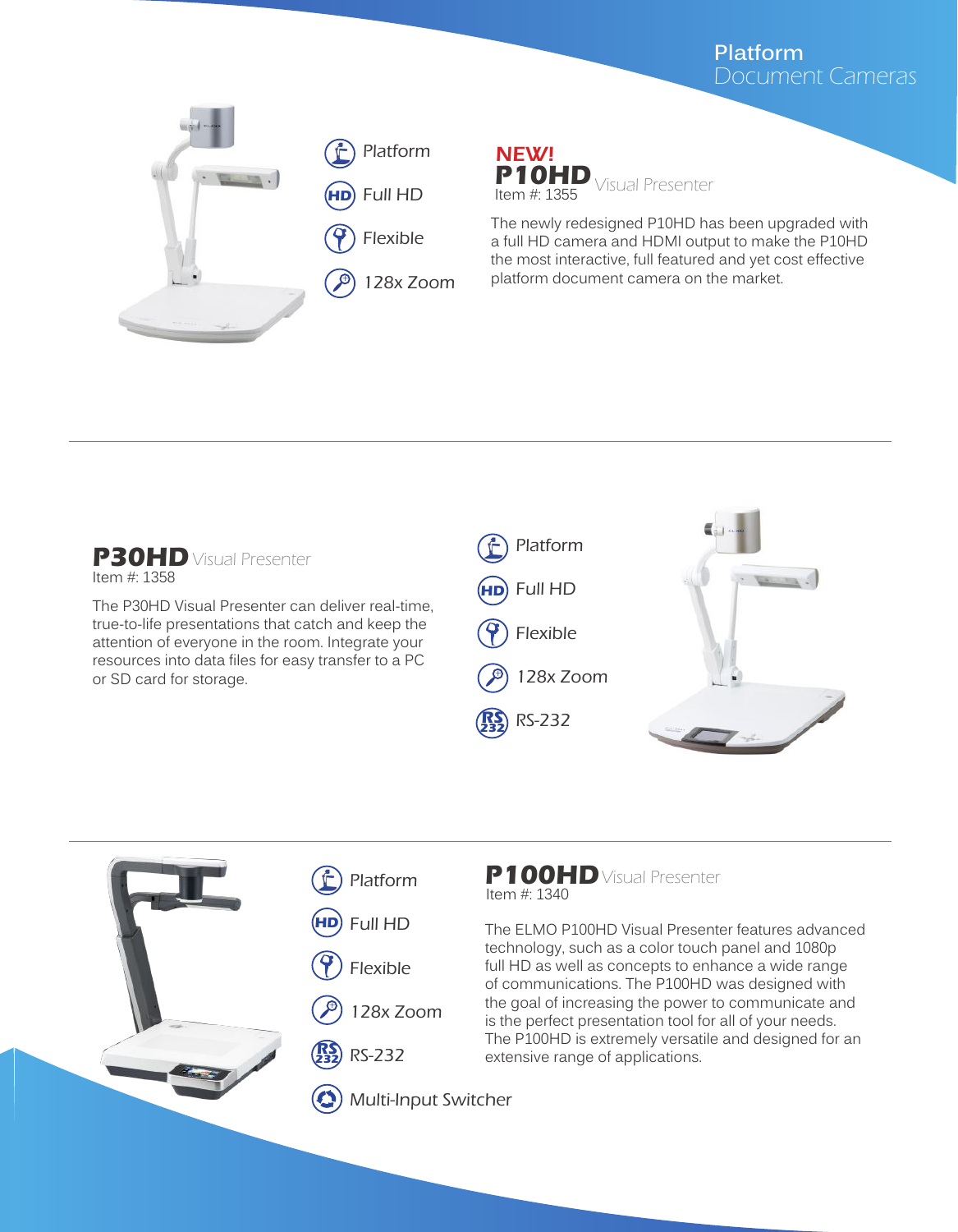# Platform Document Cameras

- Platform
- Full HD
- Flexible
- 128x Zoom

## NEW! P10HD Visual Presenter

Item #: 1355

The newly redesigned P10HD has been upgraded with a full HD camera and HDMI output to make the P10HD the most interactive, full featured and yet cost effective platform document camera on the market.

---

## P30HD Visual Presenter

Item #: 1358

The P30HD Visual Presenter can deliver real-time, true-to-life presentations that catch and keep the attention of everyone in the room. Integrate your resources into data files for easy transfer to a PC or SD card for storage.

- Platform
- Full HD
- Flexible
- 128x Zoom
- RS-232

---

- Platform
- Full HD
- Flexible
- 128x Zoom
- RS-232
- Multi-Input Switcher

## P100HD Visual Presenter

Item #: 1340

The ELMO P100HD Visual Presenter features advanced technology, such as a color touch panel and 1080p full HD as well as concepts to enhance a wide range of communications. The P100HD was designed with the goal of increasing the power to communicate and is the perfect presentation tool for all of your needs. The P100HD is extremely versatile and designed for an extensive range of applications.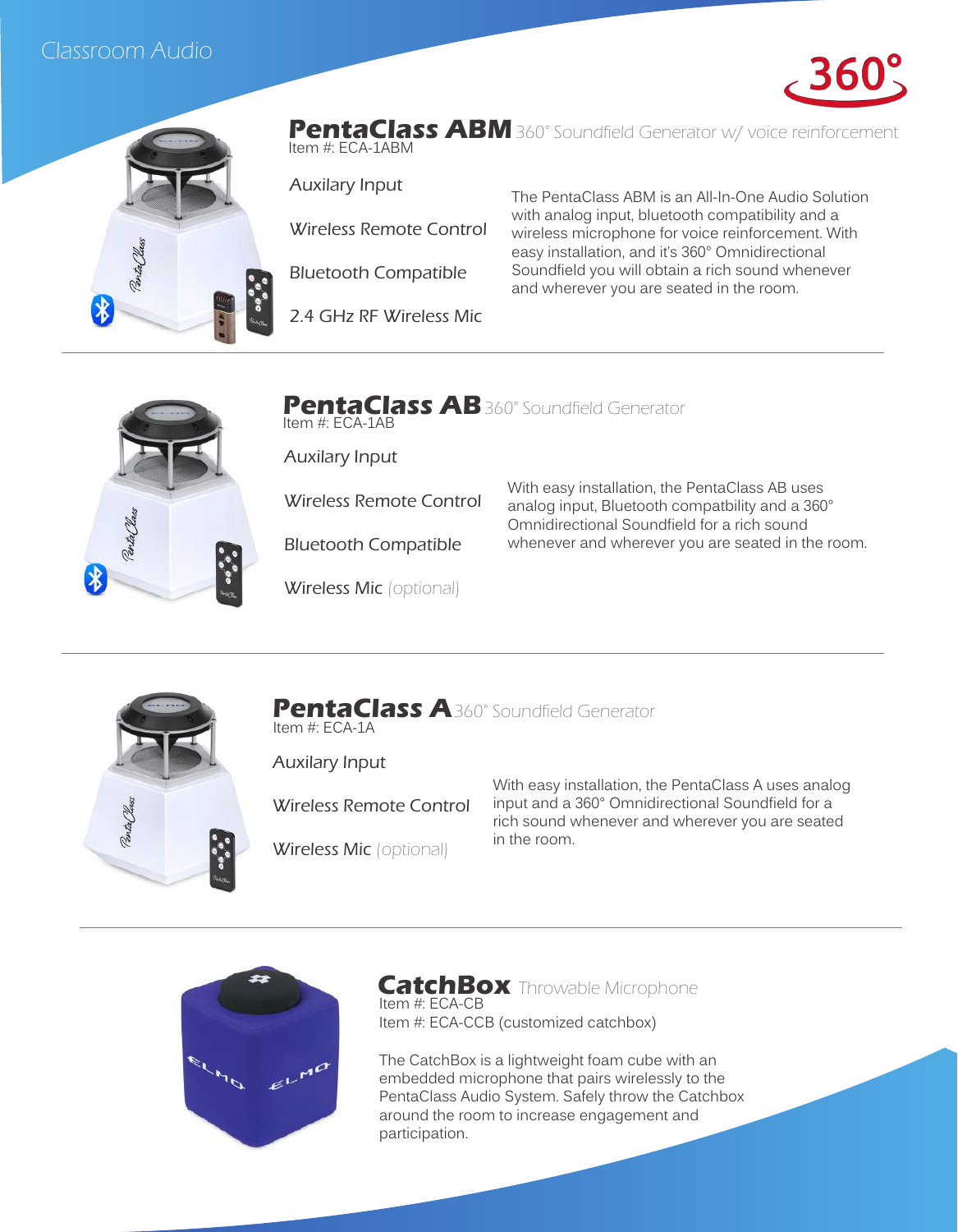# Classroom Audio

360°

## PentaClass ABM 360° Soundfield Generator w/ voice reinforcement

Item #: ECA-1ABM

- Auxilary Input
- Wireless Remote Control
- Bluetooth Compatible
- 2.4 GHz RF Wireless Mic

The PentaClass ABM is an All-In-One Audio Solution with analog input, bluetooth compatibility and a wireless microphone for voice reinforcement. With easy installation, and it's 360° Omnidirectional Soundfield you will obtain a rich sound whenever and wherever you are seated in the room.

---

## PentaClass AB 360° Soundfield Generator

Item #: ECA-1AB

- Auxilary Input
- Wireless Remote Control
- Bluetooth Compatible
- Wireless Mic (optional)

With easy installation, the PentaClass AB uses analog input, Bluetooth compatbility and a 360° Omnidirectional Soundfield for a rich sound whenever and wherever you are seated in the room.

---

## PentaClass A 360° Soundfield Generator

Item #: ECA-1A

- Auxilary Input
- Wireless Remote Control
- Wireless Mic (optional)

With easy installation, the PentaClass A uses analog input and a 360° Omnidirectional Soundfield for a rich sound whenever and wherever you are seated in the room.

---

## CatchBox Throwable Microphone

Item #: ECA-CB
Item #: ECA-CCB (customized catchbox)

The CatchBox is a lightweight foam cube with an embedded microphone that pairs wirelessly to the PentaClass Audio System. Safely throw the Catchbox around the room to increase engagement and participation.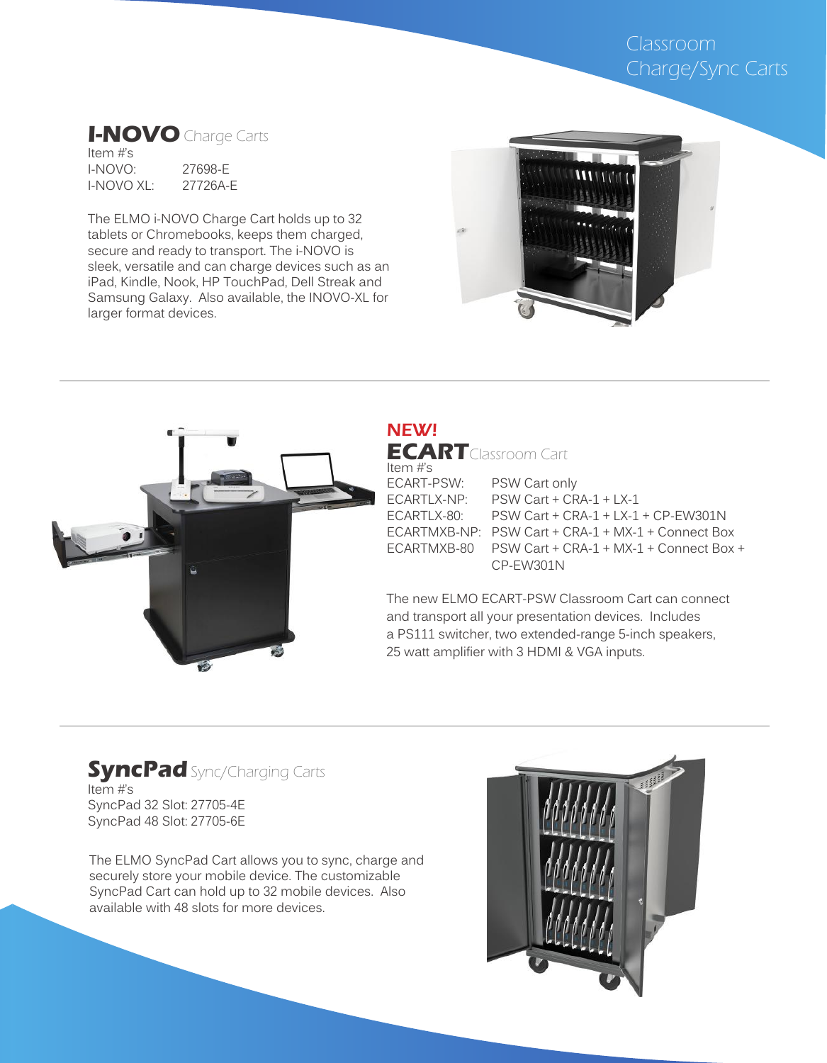# Classroom Charge/Sync Carts

## I-NOVO Charge Carts

Item #'s

| | |
|---|---|
| I-NOVO: | 27698-E |
| I-NOVO XL: | 27726A-E |

The ELMO i-NOVO Charge Cart holds up to 32 tablets or Chromebooks, keeps them charged, secure and ready to transport. The i-NOVO is sleek, versatile and can charge devices such as an iPad, Kindle, Nook, HP TouchPad, Dell Streak and Samsung Galaxy. Also available, the INOVO-XL for larger format devices.

---

**NEW!**

## ECART Classroom Cart

Item #'s

| | |
|---|---|
| ECART-PSW: | PSW Cart only |
| ECARTLX-NP: | PSW Cart + CRA-1 + LX-1 |
| ECARTLX-80: | PSW Cart + CRA-1 + LX-1 + CP-EW301N |
| ECARTMXB-NP: | PSW Cart + CRA-1 + MX-1 + Connect Box |
| ECARTMXB-80 | PSW Cart + CRA-1 + MX-1 + Connect Box + CP-EW301N |

The new ELMO ECART-PSW Classroom Cart can connect and transport all your presentation devices. Includes a PS111 switcher, two extended-range 5-inch speakers, 25 watt amplifier with 3 HDMI & VGA inputs.

---

## SyncPad Sync/Charging Carts

Item #'s

SyncPad 32 Slot: 27705-4E
SyncPad 48 Slot: 27705-6E

The ELMO SyncPad Cart allows you to sync, charge and securely store your mobile device. The customizable SyncPad Cart can hold up to 32 mobile devices. Also available with 48 slots for more devices.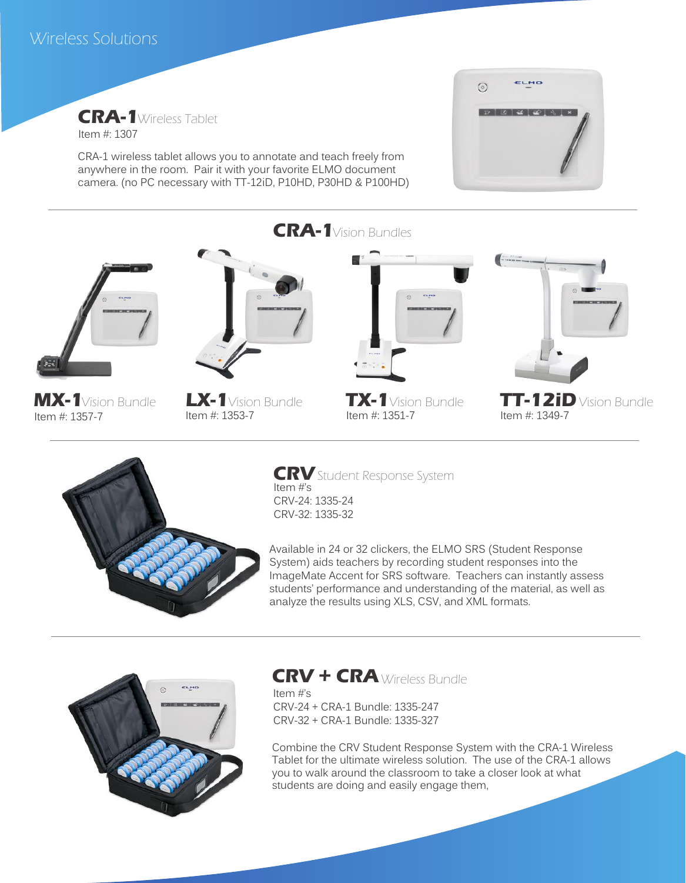# Wireless Solutions

## **CRA-1** *Wireless Tablet*

Item #: 1307

CRA-1 wireless tablet allows you to annotate and teach freely from anywhere in the room. Pair it with your favorite ELMO document camera. (no PC necessary with TT-12iD, P10HD, P30HD & P100HD)

---

## **CRA-1** *Vision Bundles*

**MX-1** *Vision Bundle*
Item #: 1357-7

**LX-1** *Vision Bundle*
Item #: 1353-7

**TX-1** *Vision Bundle*
Item #: 1351-7

**TT-12iD** *Vision Bundle*
Item #: 1349-7

---

## **CRV** *Student Response System*

Item #'s
CRV-24: 1335-24
CRV-32: 1335-32

Available in 24 or 32 clickers, the ELMO SRS (Student Response System) aids teachers by recording student responses into the ImageMate Accent for SRS software. Teachers can instantly assess students' performance and understanding of the material, as well as analyze the results using XLS, CSV, and XML formats.

---

## **CRV + CRA** *Wireless Bundle*

Item #'s
CRV-24 + CRA-1 Bundle: 1335-247
CRV-32 + CRA-1 Bundle: 1335-327

Combine the CRV Student Response System with the CRA-1 Wireless Tablet for the ultimate wireless solution. The use of the CRA-1 allows you to walk around the classroom to take a closer look at what students are doing and easily engage them,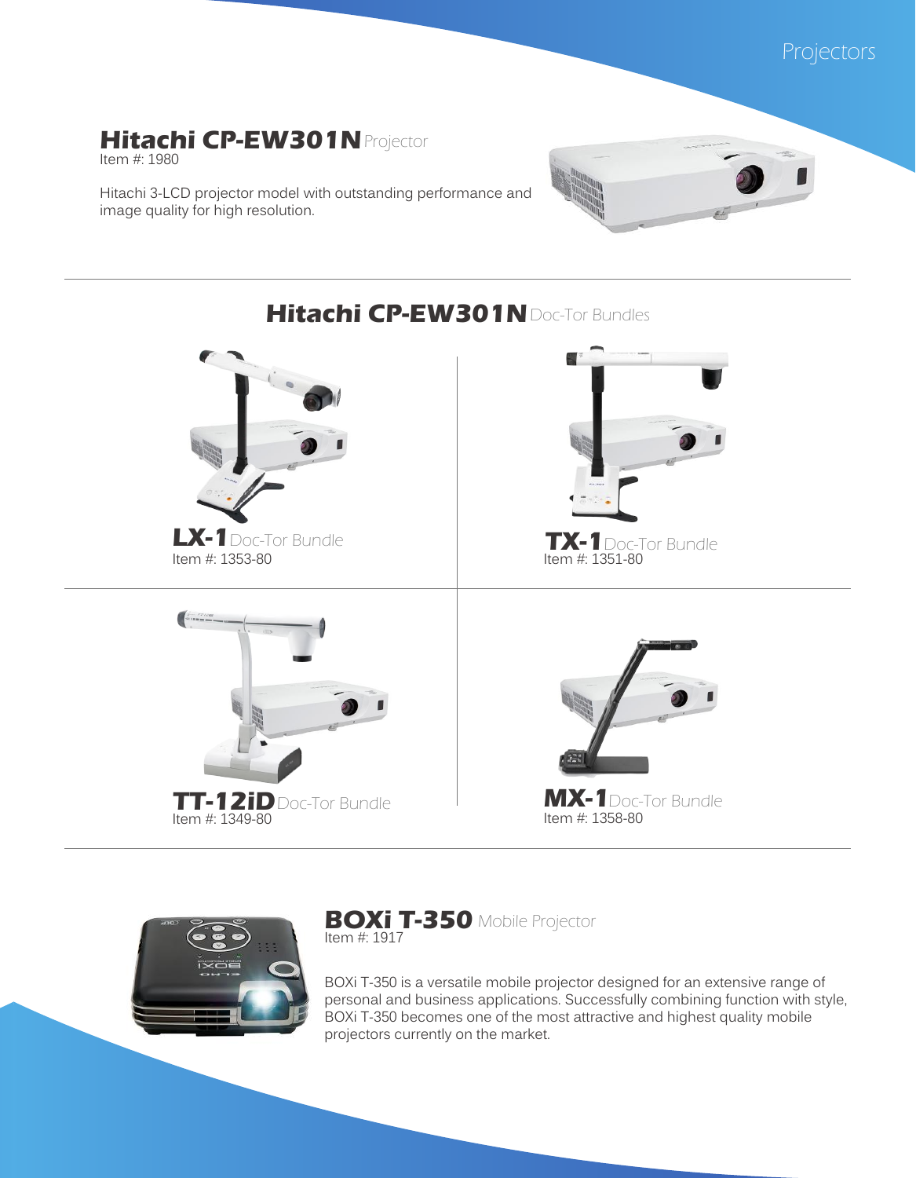# Projectors

## **Hitachi CP-EW301N** Projector

Item #: 1980

Hitachi 3-LCD projector model with outstanding performance and image quality for high resolution.

## **Hitachi CP-EW301N** Doc-Tor Bundles

### **LX-1** Doc-Tor Bundle

Item #: 1353-80

### **TX-1** Doc-Tor Bundle

Item #: 1351-80

### **TT-12iD** Doc-Tor Bundle

Item #: 1349-80

### **MX-1** Doc-Tor Bundle

Item #: 1358-80

## **BOXi T-350** Mobile Projector

Item #: 1917

BOXi T-350 is a versatile mobile projector designed for an extensive range of personal and business applications. Successfully combining function with style, BOXi T-350 becomes one of the most attractive and highest quality mobile projectors currently on the market.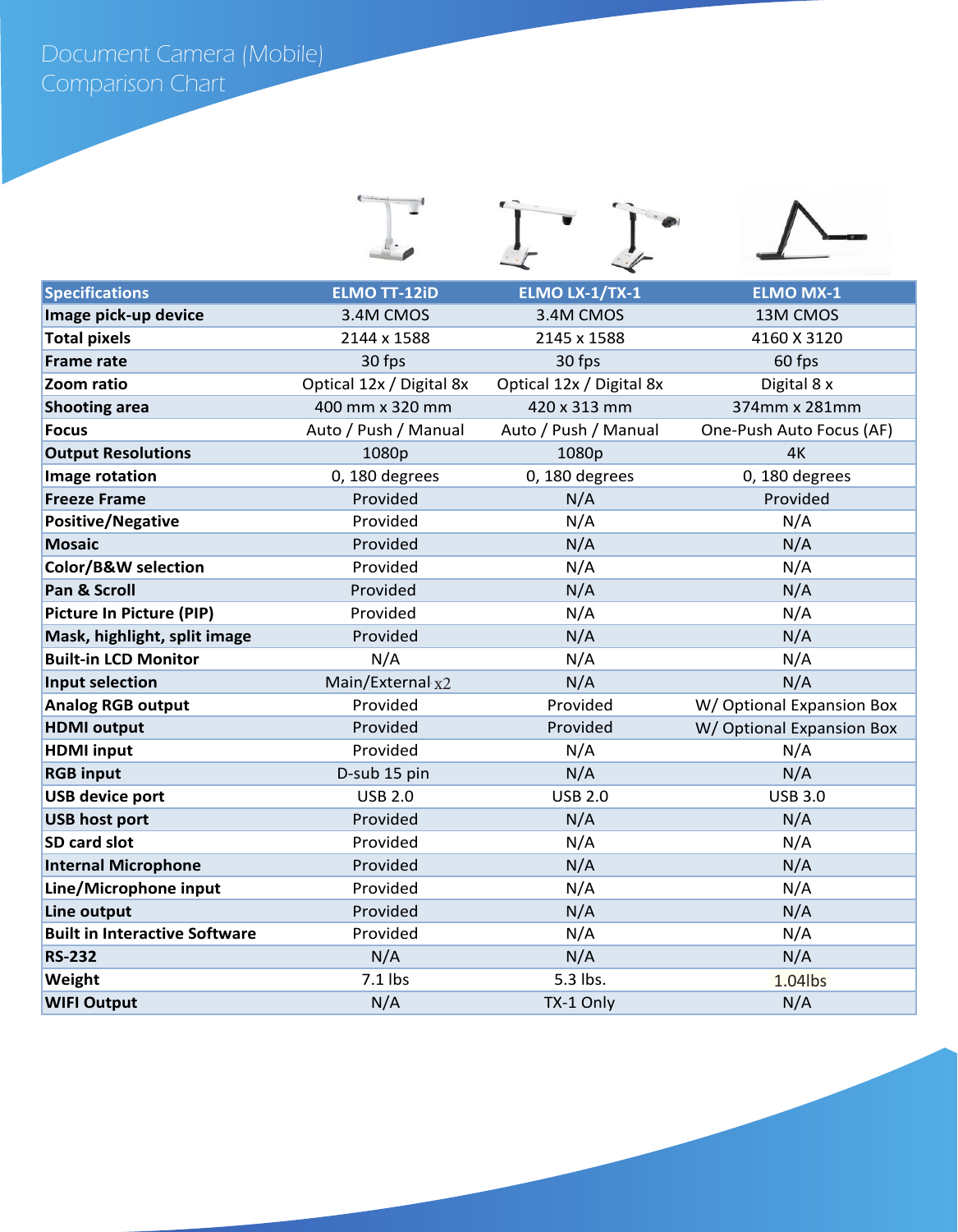# Document Camera (Mobile) Comparison Chart

| Specifications | ELMO TT-12iD | ELMO LX-1/TX-1 | ELMO MX-1 |
|---|---|---|---|
| Image pick-up device | 3.4M CMOS | 3.4M CMOS | 13M CMOS |
| Total pixels | 2144 x 1588 | 2145 x 1588 | 4160 X 3120 |
| Frame rate | 30 fps | 30 fps | 60 fps |
| Zoom ratio | Optical 12x / Digital 8x | Optical 12x / Digital 8x | Digital 8 x |
| Shooting area | 400 mm x 320 mm | 420 x 313 mm | 374mm x 281mm |
| Focus | Auto / Push / Manual | Auto / Push / Manual | One-Push Auto Focus (AF) |
| Output Resolutions | 1080p | 1080p | 4K |
| Image rotation | 0, 180 degrees | 0, 180 degrees | 0, 180 degrees |
| Freeze Frame | Provided | N/A | Provided |
| Positive/Negative | Provided | N/A | N/A |
| Mosaic | Provided | N/A | N/A |
| Color/B&W selection | Provided | N/A | N/A |
| Pan & Scroll | Provided | N/A | N/A |
| Picture In Picture (PIP) | Provided | N/A | N/A |
| Mask, highlight, split image | Provided | N/A | N/A |
| Built-in LCD Monitor | N/A | N/A | N/A |
| Input selection | Main/External x2 | N/A | N/A |
| Analog RGB output | Provided | Provided | W/ Optional Expansion Box |
| HDMI output | Provided | Provided | W/ Optional Expansion Box |
| HDMI input | Provided | N/A | N/A |
| RGB input | D-sub 15 pin | N/A | N/A |
| USB device port | USB 2.0 | USB 2.0 | USB 3.0 |
| USB host port | Provided | N/A | N/A |
| SD card slot | Provided | N/A | N/A |
| Internal Microphone | Provided | N/A | N/A |
| Line/Microphone input | Provided | N/A | N/A |
| Line output | Provided | N/A | N/A |
| Built in Interactive Software | Provided | N/A | N/A |
| RS-232 | N/A | N/A | N/A |
| Weight | 7.1 lbs | 5.3 lbs. | 1.04lbs |
| WIFI Output | N/A | TX-1 Only | N/A |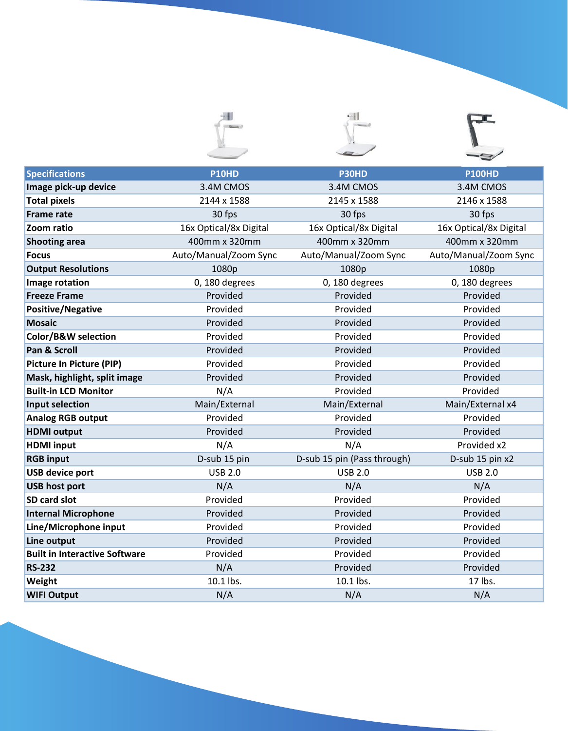| Specifications | P10HD | P30HD | P100HD |
|---|---|---|---|
| Image pick-up device | 3.4M CMOS | 3.4M CMOS | 3.4M CMOS |
| Total pixels | 2144 x 1588 | 2145 x 1588 | 2146 x 1588 |
| Frame rate | 30 fps | 30 fps | 30 fps |
| Zoom ratio | 16x Optical/8x Digital | 16x Optical/8x Digital | 16x Optical/8x Digital |
| Shooting area | 400mm x 320mm | 400mm x 320mm | 400mm x 320mm |
| Focus | Auto/Manual/Zoom Sync | Auto/Manual/Zoom Sync | Auto/Manual/Zoom Sync |
| Output Resolutions | 1080p | 1080p | 1080p |
| Image rotation | 0, 180 degrees | 0, 180 degrees | 0, 180 degrees |
| Freeze Frame | Provided | Provided | Provided |
| Positive/Negative | Provided | Provided | Provided |
| Mosaic | Provided | Provided | Provided |
| Color/B&W selection | Provided | Provided | Provided |
| Pan & Scroll | Provided | Provided | Provided |
| Picture In Picture (PIP) | Provided | Provided | Provided |
| Mask, highlight, split image | Provided | Provided | Provided |
| Built-in LCD Monitor | N/A | Provided | Provided |
| Input selection | Main/External | Main/External | Main/External x4 |
| Analog RGB output | Provided | Provided | Provided |
| HDMI output | Provided | Provided | Provided |
| HDMI input | N/A | N/A | Provided x2 |
| RGB input | D-sub 15 pin | D-sub 15 pin (Pass through) | D-sub 15 pin x2 |
| USB device port | USB 2.0 | USB 2.0 | USB 2.0 |
| USB host port | N/A | N/A | N/A |
| SD card slot | Provided | Provided | Provided |
| Internal Microphone | Provided | Provided | Provided |
| Line/Microphone input | Provided | Provided | Provided |
| Line output | Provided | Provided | Provided |
| Built in Interactive Software | Provided | Provided | Provided |
| RS-232 | N/A | Provided | Provided |
| Weight | 10.1 lbs. | 10.1 lbs. | 17 lbs. |
| WIFI Output | N/A | N/A | N/A |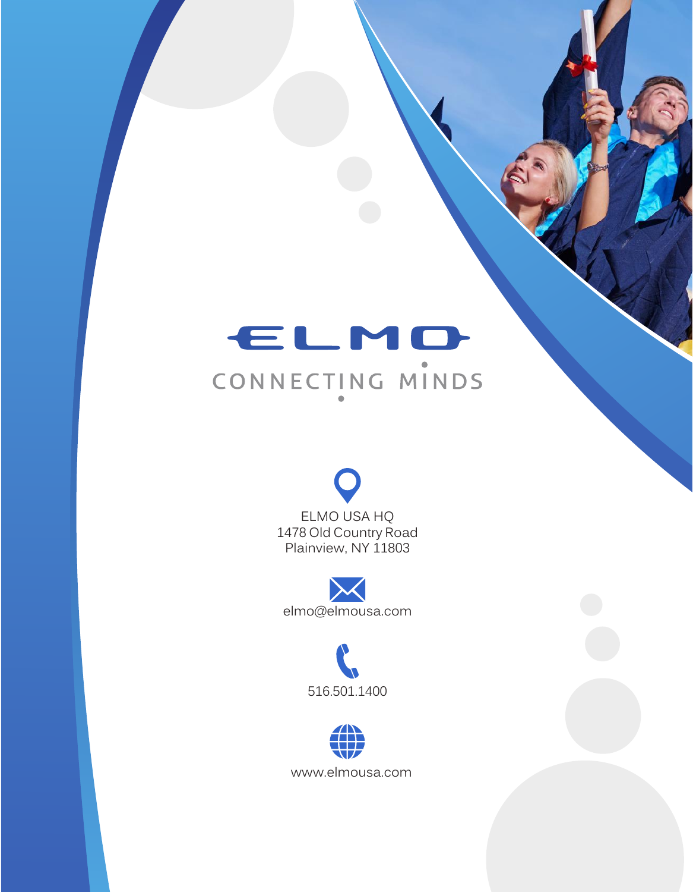# ELMO

CONNECTING MINDS

ELMO USA HQ
1478 Old Country Road
Plainview, NY 11803

elmo@elmousa.com

516.501.1400

www.elmousa.com